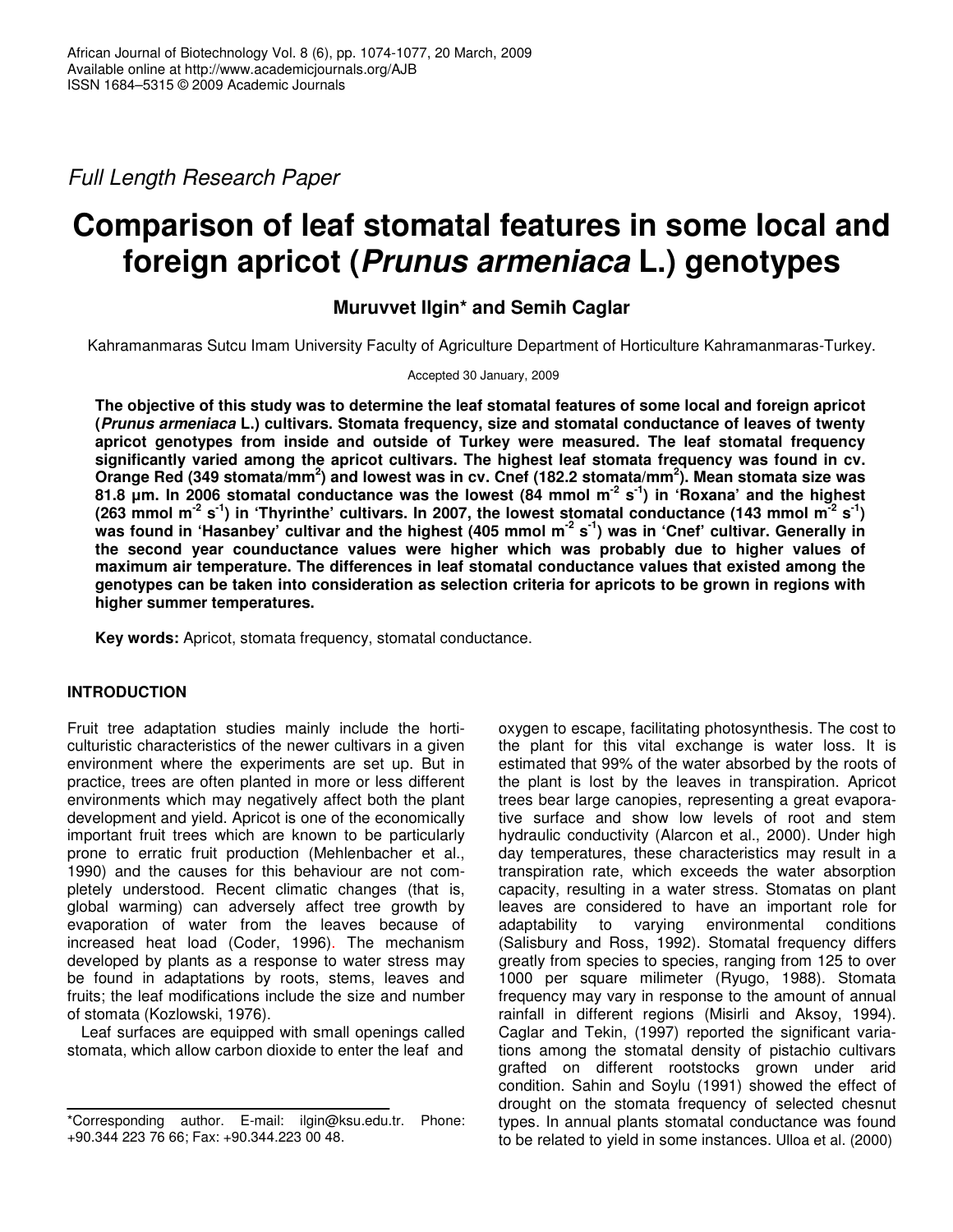*Full Length Research Paper*

# Comparison of leaf stomatal features in some local and foreign apricot (*Prunus armeniaca* L.) genotypes

**Muruvvet Ilgin\* and Semih Caglar**

Kahramanmaras Sutcu Imam University Faculty of Agriculture Department of Horticulture Kahramanmaras-Turkey.

Accepted 30 January, 2009

**The objective of this study was to determine the leaf stomatal features of some local and foreign apricot (*Prunus armeniaca* L.) cultivars. Stomata frequency, size and stomatal conductance of leaves of twenty apricot genotypes from inside and outside of Turkey were measured. The leaf stomatal frequency significantly varied among the apricot cultivars. The highest leaf stomata frequency was found in cv. Orange Red (349 stomata/mm$^2$) and lowest was in cv. Cnef (182.2 stomata/mm$^2$). Mean stomata size was 81.8 µm. In 2006 stomatal conductance was the lowest (84 mmol m$^{-2}$ s$^{-1}$) in 'Roxana' and the highest (263 mmol m$^{-2}$ s$^{-1}$) in 'Thyrinthe' cultivars. In 2007, the lowest stomatal conductance (143 mmol m$^{-2}$ s$^{-1}$) was found in 'Hasanbey' cultivar and the highest (405 mmol m$^{-2}$ s$^{-1}$) was in 'Cnef' cultivar. Generally in the second year counductance values were higher which was probably due to higher values of maximum air temperature. The differences in leaf stomatal conductance values that existed among the genotypes can be taken into consideration as selection criteria for apricots to be grown in regions with higher summer temperatures.**

**Key words:** Apricot, stomata frequency, stomatal conductance.

## INTRODUCTION

Fruit tree adaptation studies mainly include the horticulturistic characteristics of the newer cultivars in a given environment where the experiments are set up. But in practice, trees are often planted in more or less different environments which may negatively affect both the plant development and yield. Apricot is one of the economically important fruit trees which are known to be particularly prone to erratic fruit production (Mehlenbacher et al., 1990) and the causes for this behaviour are not completely understood. Recent climatic changes (that is, global warming) can adversely affect tree growth by evaporation of water from the leaves because of increased heat load (Coder, 1996). The mechanism developed by plants as a response to water stress may be found in adaptations by roots, stems, leaves and fruits; the leaf modifications include the size and number of stomata (Kozlowski, 1976).

Leaf surfaces are equipped with small openings called stomata, which allow carbon dioxide to enter the leaf and oxygen to escape, facilitating photosynthesis. The cost to the plant for this vital exchange is water loss. It is estimated that 99% of the water absorbed by the roots of the plant is lost by the leaves in transpiration. Apricot trees bear large canopies, representing a great evaporative surface and show low levels of root and stem hydraulic conductivity (Alarcon et al., 2000). Under high day temperatures, these characteristics may result in a transpiration rate, which exceeds the water absorption capacity, resulting in a water stress. Stomatas on plant leaves are considered to have an important role for adaptability to varying environmental conditions (Salisbury and Ross, 1992). Stomatal frequency differs greatly from species to species, ranging from 125 to over 1000 per square milimeter (Ryugo, 1988). Stomata frequency may vary in response to the amount of annual rainfall in different regions (Misirli and Aksoy, 1994). Caglar and Tekin, (1997) reported the significant variations among the stomatal density of pistachio cultivars grafted on different rootstocks grown under arid condition. Sahin and Soylu (1991) showed the effect of drought on the stomata frequency of selected chesnut types. In annual plants stomatal conductance was found to be related to yield in some instances. Ulloa et al. (2000)

\*Corresponding author. E-mail: ilgin@ksu.edu.tr. Phone: +90.344 223 76 66; Fax: +90.344.223 00 48.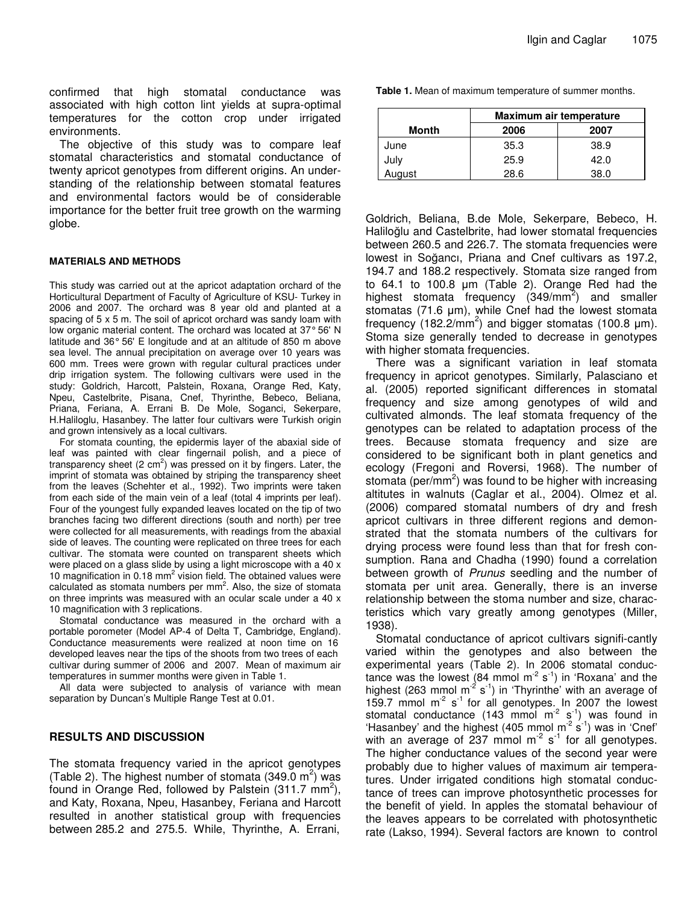confirmed that high stomatal conductance was associated with high cotton lint yields at supra-optimal temperatures for the cotton crop under irrigated environments.

The objective of this study was to compare leaf stomatal characteristics and stomatal conductance of twenty apricot genotypes from different origins. An understanding of the relationship between stomatal features and environmental factors would be of considerable importance for the better fruit tree growth on the warming globe.

#### MATERIALS AND METHODS

This study was carried out at the apricot adaptation orchard of the Horticultural Department of Faculty of Agriculture of KSU- Turkey in 2006 and 2007. The orchard was 8 year old and planted at a spacing of 5 x 5 m. The soil of apricot orchard was sandy loam with low organic material content. The orchard was located at 37° 56' N latitude and 36° 56' E longitude and at an altitude of 850 m above sea level. The annual precipitation on average over 10 years was 600 mm. Trees were grown with regular cultural practices under drip irrigation system. The following cultivars were used in the study: Goldrich, Harcott, Palstein, Roxana, Orange Red, Katy, Npeu, Castelbrite, Pisana, Cnef, Thyrinthe, Bebeco, Beliana, Priana, Feriana, A. Errani B. De Mole, Soganci, Sekerpare, H.Haliloglu, Hasanbey. The latter four cultivars were Turkish origin and grown intensively as a local cultivars.

For stomata counting, the epidermis layer of the abaxial side of leaf was painted with clear fingernail polish, and a piece of transparency sheet (2 $cm^2$) was pressed on it by fingers. Later, the imprint of stomata was obtained by striping the transparency sheet from the leaves (Schehter et al., 1992). Two imprints were taken from each side of the main vein of a leaf (total 4 imprints per leaf). Four of the youngest fully expanded leaves located on the tip of two branches facing two different directions (south and north) per tree were collected for all measurements, with readings from the abaxial side of leaves. The counting were replicated on three trees for each cultivar. The stomata were counted on transparent sheets which were placed on a glass slide by using a light microscope with a 40 x 10 magnification in 0.18 $mm^2$ vision field. The obtained values were calculated as stomata numbers per $mm^2$. Also, the size of stomata on three imprints was measured with an ocular scale under a 40 x 10 magnification with 3 replications.

Stomatal conductance was measured in the orchard with a portable porometer (Model AP-4 of Delta T, Cambridge, England). Conductance measurements were realized at noon time on 16 developed leaves near the tips of the shoots from two trees of each cultivar during summer of 2006 and 2007. Mean of maximum air temperatures in summer months were given in Table 1.

All data were subjected to analysis of variance with mean separation by Duncan's Multiple Range Test at 0.01.

## RESULTS AND DISCUSSION

The stomata frequency varied in the apricot genotypes (Table 2). The highest number of stomata (349.0 $m^2$) was found in Orange Red, followed by Palstein (311.7 $mm^2$), and Katy, Roxana, Npeu, Hasanbey, Feriana and Harcott resulted in another statistical group with frequencies between 285.2 and 275.5. While, Thyrinthe, A. Errani,

**Table 1.** Mean of maximum temperature of summer months.

| Month | Maximum air temperature | |
|---|---|---|
| | 2006 | 2007 |
| June | 35.3 | 38.9 |
| July | 25.9 | 42.0 |
| August | 28.6 | 38.0 |

Goldrich, Beliana, B.de Mole, Sekerpare, Bebeco, H. Haliloğlu and Castelbrite, had lower stomatal frequencies between 260.5 and 226.7. The stomata frequencies were lowest in Soğancı, Priana and Cnef cultivars as 197.2, 194.7 and 188.2 respectively. Stomata size ranged from to 64.1 to 100.8 µm (Table 2). Orange Red had the highest stomata frequency (349/$mm^2$) and smaller stomatas (71.6 µm), while Cnef had the lowest stomata frequency (182.2/$mm^2$) and bigger stomatas (100.8 µm). Stoma size generally tended to decrease in genotypes with higher stomata frequencies.

There was a significant variation in leaf stomata frequency in apricot genotypes. Similarly, Palasciano et al. (2005) reported significant differences in stomatal frequency and size among genotypes of wild and cultivated almonds. The leaf stomata frequency of the genotypes can be related to adaptation process of the trees. Because stomata frequency and size are considered to be significant both in plant genetics and ecology (Fregoni and Roversi, 1968). The number of stomata (per/$mm^2$) was found to be higher with increasing altitutes in walnuts (Caglar et al., 2004). Olmez et al. (2006) compared stomatal numbers of dry and fresh apricot cultivars in three different regions and demonstrated that the stomata numbers of the cultivars for drying process were found less than that for fresh consumption. Rana and Chadha (1990) found a correlation between growth of *Prunus* seedling and the number of stomata per unit area. Generally, there is an inverse relationship between the stoma number and size, characteristics which vary greatly among genotypes (Miller, 1938).

Stomatal conductance of apricot cultivars significantly varied within the genotypes and also between the experimental years (Table 2). In 2006 stomatal conductance was the lowest (84 mmol $m^{-2}$ $s^{-1}$) in 'Roxana' and the highest (263 mmol $m^{-2}$ $s^{-1}$) in 'Thyrinthe' with an average of 159.7 mmol $m^{-2}$ $s^{-1}$ for all genotypes. In 2007 the lowest stomatal conductance (143 mmol $m^{-2}$ $s^{-1}$) was found in 'Hasanbey' and the highest (405 mmol $m^{-2}$ $s^{-1}$) was in 'Cnef' with an average of 237 mmol $m^{-2}$ $s^{-1}$ for all genotypes. The higher conductance values of the second year were probably due to higher values of maximum air temperatures. Under irrigated conditions high stomatal conductance of trees can improve photosynthetic processes for the benefit of yield. In apples the stomatal behaviour of the leaves appears to be correlated with photosynthetic rate (Lakso, 1994). Several factors are known to control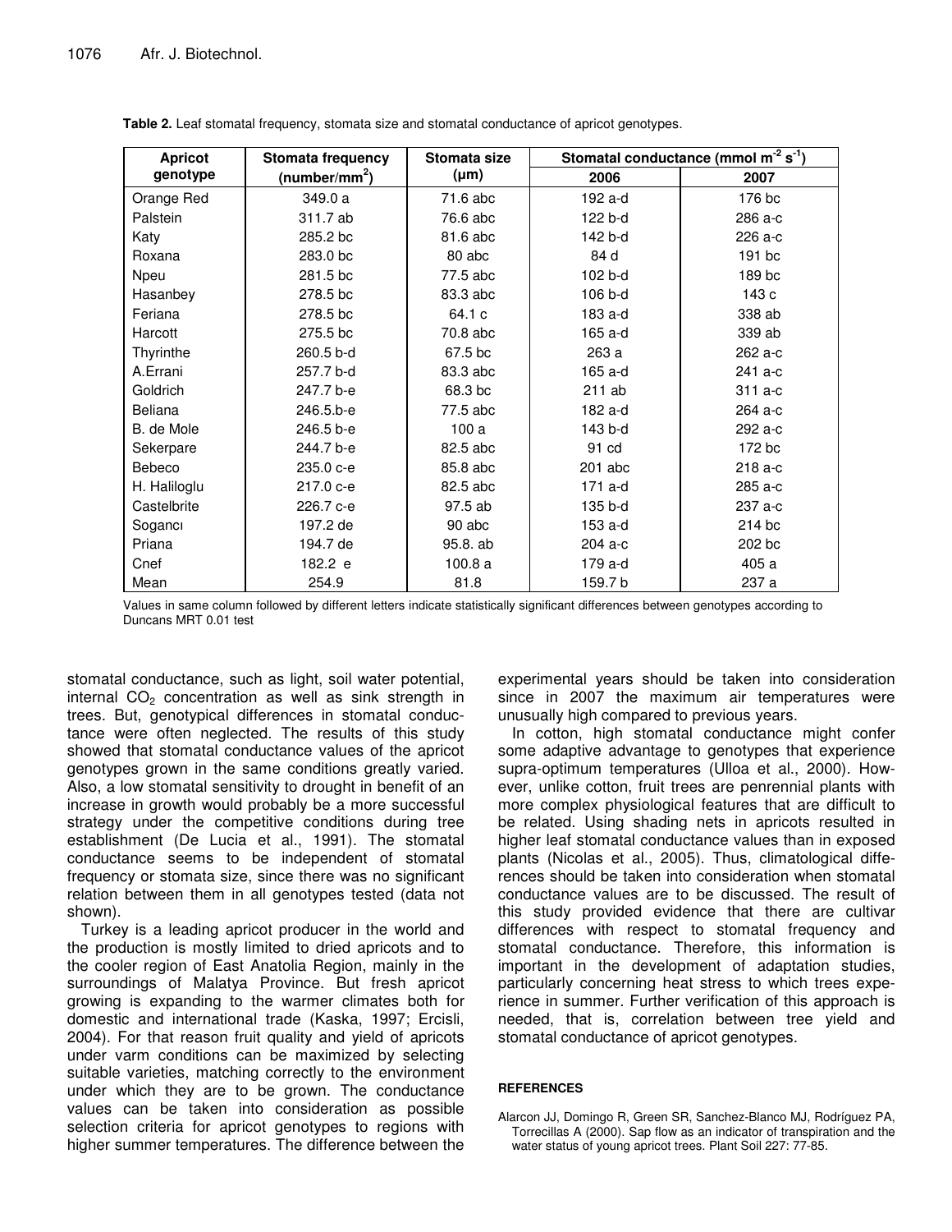**Table 2.** Leaf stomatal frequency, stomata size and stomatal conductance of apricot genotypes.

| Apricot genotype | Stomata frequency (number/mm$^2$) | Stomata size (μm) | Stomatal conductance (mmol m$^{-2}$ s$^{-1}$) | |
|---|---|---|---|---|
| | | | 2006 | 2007 |
| Orange Red | 349.0 a | 71.6 abc | 192 a-d | 176 bc |
| Palstein | 311.7 ab | 76.6 abc | 122 b-d | 286 a-c |
| Katy | 285.2 bc | 81.6 abc | 142 b-d | 226 a-c |
| Roxana | 283.0 bc | 80 abc | 84 d | 191 bc |
| Npeu | 281.5 bc | 77.5 abc | 102 b-d | 189 bc |
| Hasanbey | 278.5 bc | 83.3 abc | 106 b-d | 143 c |
| Feriana | 278.5 bc | 64.1 c | 183 a-d | 338 ab |
| Harcott | 275.5 bc | 70.8 abc | 165 a-d | 339 ab |
| Thyrinthe | 260.5 b-d | 67.5 bc | 263 a | 262 a-c |
| A.Errani | 257.7 b-d | 83.3 abc | 165 a-d | 241 a-c |
| Goldrich | 247.7 b-e | 68.3 bc | 211 ab | 311 a-c |
| Beliana | 246.5.b-e | 77.5 abc | 182 a-d | 264 a-c |
| B. de Mole | 246.5 b-e | 100 a | 143 b-d | 292 a-c |
| Sekerpare | 244.7 b-e | 82.5 abc | 91 cd | 172 bc |
| Bebeco | 235.0 c-e | 85.8 abc | 201 abc | 218 a-c |
| H. Haliloglu | 217.0 c-e | 82.5 abc | 171 a-d | 285 a-c |
| Castelbrite | 226.7 c-e | 97.5 ab | 135 b-d | 237 a-c |
| Sogancı | 197.2 de | 90 abc | 153 a-d | 214 bc |
| Priana | 194.7 de | 95.8. ab | 204 a-c | 202 bc |
| Cnef | 182.2 e | 100.8 a | 179 a-d | 405 a |
| Mean | 254.9 | 81.8 | 159.7 b | 237 a |

Values in same column followed by different letters indicate statistically significant differences between genotypes according to Duncans MRT 0.01 test

stomatal conductance, such as light, soil water potential, internal $CO_2$ concentration as well as sink strength in trees. But, genotypical differences in stomatal conductance were often neglected. The results of this study showed that stomatal conductance values of the apricot genotypes grown in the same conditions greatly varied. Also, a low stomatal sensitivity to drought in benefit of an increase in growth would probably be a more successful strategy under the competitive conditions during tree establishment (De Lucia et al., 1991). The stomatal conductance seems to be independent of stomatal frequency or stomata size, since there was no significant relation between them in all genotypes tested (data not shown).

Turkey is a leading apricot producer in the world and the production is mostly limited to dried apricots and to the cooler region of East Anatolia Region, mainly in the surroundings of Malatya Province. But fresh apricot growing is expanding to the warmer climates both for domestic and international trade (Kaska, 1997; Ercisli, 2004). For that reason fruit quality and yield of apricots under varm conditions can be maximized by selecting suitable varieties, matching correctly to the environment under which they are to be grown. The conductance values can be taken into consideration as possible selection criteria for apricot genotypes to regions with higher summer temperatures. The difference between the experimental years should be taken into consideration since in 2007 the maximum air temperatures were unusually high compared to previous years.

In cotton, high stomatal conductance might confer some adaptive advantage to genotypes that experience supra-optimum temperatures (Ulloa et al., 2000). However, unlike cotton, fruit trees are penrennial plants with more complex physiological features that are difficult to be related. Using shading nets in apricots resulted in higher leaf stomatal conductance values than in exposed plants (Nicolas et al., 2005). Thus, climatological differences should be taken into consideration when stomatal conductance values are to be discussed. The result of this study provided evidence that there are cultivar differences with respect to stomatal frequency and stomatal conductance. Therefore, this information is important in the development of adaptation studies, particularly concerning heat stress to which trees experience in summer. Further verification of this approach is needed, that is, correlation between tree yield and stomatal conductance of apricot genotypes.

## REFERENCES

Alarcon JJ, Domingo R, Green SR, Sanchez-Blanco MJ, Rodríguez PA, Torrecillas A (2000). Sap flow as an indicator of transpiration and the water status of young apricot trees. Plant Soil 227: 77-85.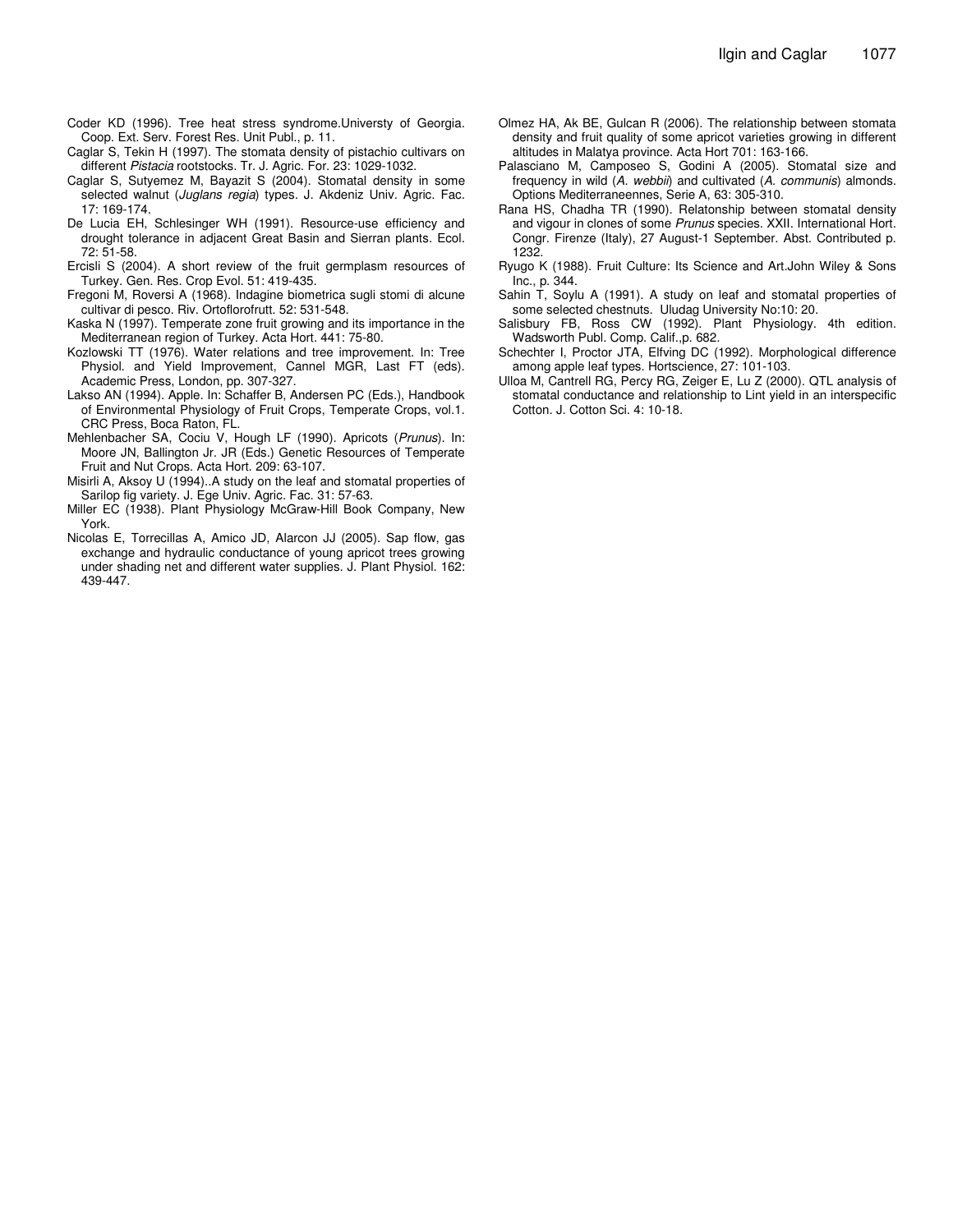Coder KD (1996). Tree heat stress syndrome.Universty of Georgia. Coop. Ext. Serv. Forest Res. Unit Publ., p. 11.

Caglar S, Tekin H (1997). The stomata density of pistachio cultivars on different *Pistacia* rootstocks. Tr. J. Agric. For. 23: 1029-1032.

Caglar S, Sutyemez M, Bayazit S (2004). Stomatal density in some selected walnut (*Juglans regia*) types. J. Akdeniz Univ. Agric. Fac. 17: 169-174.

De Lucia EH, Schlesinger WH (1991). Resource-use efficiency and drought tolerance in adjacent Great Basin and Sierran plants. Ecol. 72: 51-58.

Ercisli S (2004). A short review of the fruit germplasm resources of Turkey. Gen. Res. Crop Evol. 51: 419-435.

Fregoni M, Roversi A (1968). Indagine biometrica sugli stomi di alcune cultivar di pesco. Riv. Ortoflorofrutt. 52: 531-548.

Kaska N (1997). Temperate zone fruit growing and its importance in the Mediterranean region of Turkey. Acta Hort. 441: 75-80.

Kozlowski TT (1976). Water relations and tree improvement. In: Tree Physiol. and Yield Improvement, Cannel MGR, Last FT (eds). Academic Press, London, pp. 307-327.

Lakso AN (1994). Apple. In: Schaffer B, Andersen PC (Eds.), Handbook of Environmental Physiology of Fruit Crops, Temperate Crops, vol.1. CRC Press, Boca Raton, FL.

Mehlenbacher SA, Cociu V, Hough LF (1990). Apricots (*Prunus*). In: Moore JN, Ballington Jr. JR (Eds.) Genetic Resources of Temperate Fruit and Nut Crops. Acta Hort. 209: 63-107.

Misirli A, Aksoy U (1994)..A study on the leaf and stomatal properties of Sarilop fig variety. J. Ege Univ. Agric. Fac. 31: 57-63.

Miller EC (1938). Plant Physiology McGraw-Hill Book Company, New York.

Nicolas E, Torrecillas A, Amico JD, Alarcon JJ (2005). Sap flow, gas exchange and hydraulic conductance of young apricot trees growing under shading net and different water supplies. J. Plant Physiol. 162: 439-447.

Olmez HA, Ak BE, Gulcan R (2006). The relationship between stomata density and fruit quality of some apricot varieties growing in different altitudes in Malatya province. Acta Hort 701: 163-166.

Palasciano M, Camposeo S, Godini A (2005). Stomatal size and frequency in wild (*A. webbii*) and cultivated (*A. communis*) almonds. Options Mediterraneennes, Serie A, 63: 305-310.

Rana HS, Chadha TR (1990). Relatonship between stomatal density and vigour in clones of some *Prunus* species. XXII. International Hort. Congr. Firenze (Italy), 27 August-1 September. Abst. Contributed p. 1232.

Ryugo K (1988). Fruit Culture: Its Science and Art.John Wiley & Sons Inc., p. 344.

Sahin T, Soylu A (1991). A study on leaf and stomatal properties of some selected chestnuts. Uludag University No:10: 20.

Salisbury FB, Ross CW (1992). Plant Physiology. 4th edition. Wadsworth Publ. Comp. Calif.,p. 682.

Schechter I, Proctor JTA, Elfving DC (1992). Morphological difference among apple leaf types. Hortscience, 27: 101-103.

Ulloa M, Cantrell RG, Percy RG, Zeiger E, Lu Z (2000). QTL analysis of stomatal conductance and relationship to Lint yield in an interspecific Cotton. J. Cotton Sci. 4: 10-18.